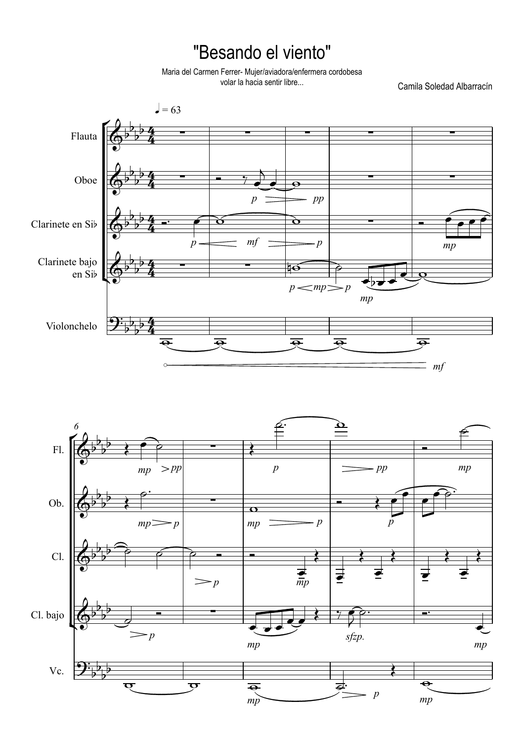# "Besando el viento"

Maria del Carmen Ferrer- Mujer/aviadora/enfermera cordobesa
volar la hacia sentir libre...

Camila Soledad Albarracín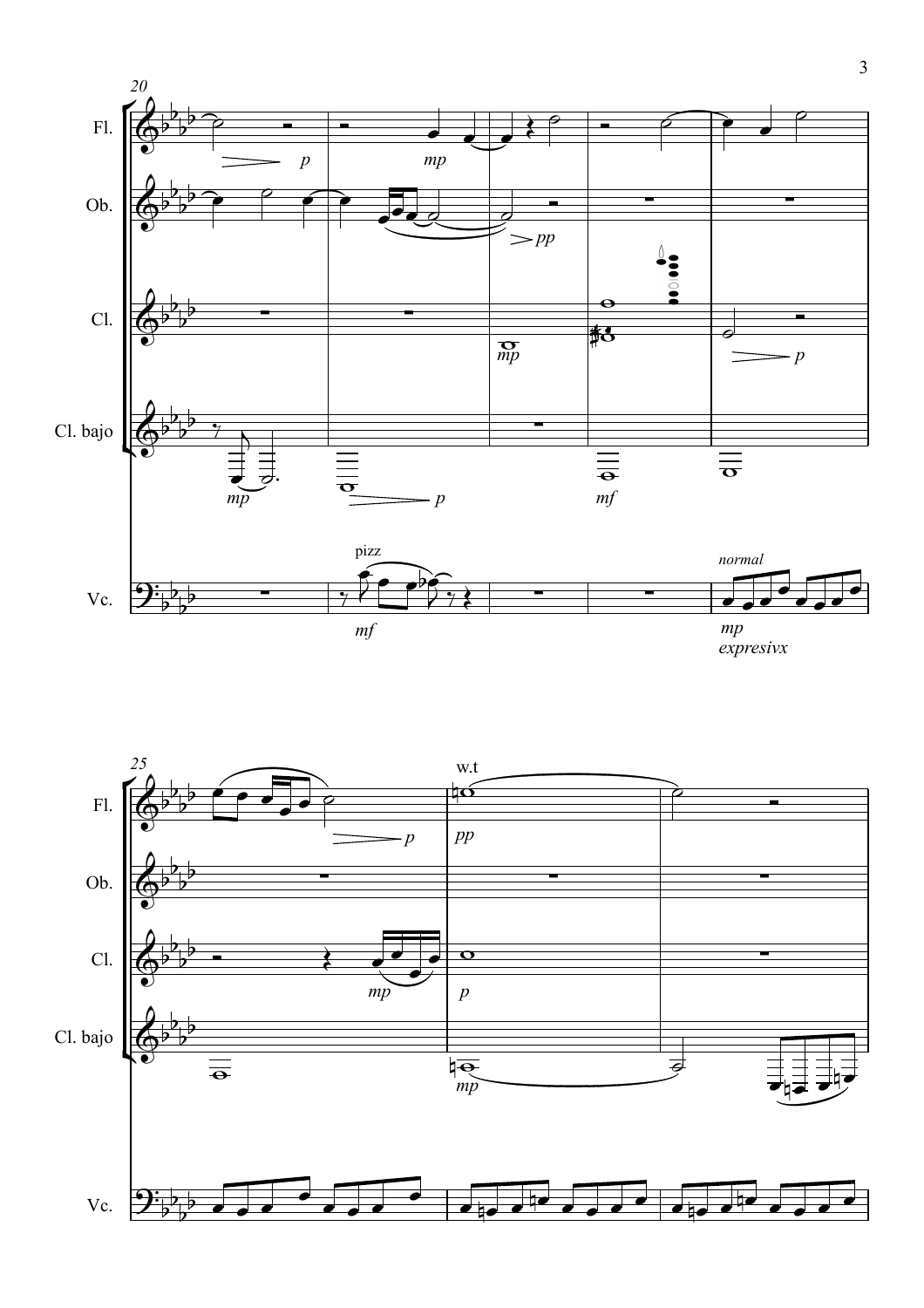20

Fl.

Ob.

Cl.

Cl. bajo

Vc.

*p* *mp* *pp* *mp* *p* *mp* *p* *mf* *mf*

pizz

*normal*

*mp*
*expresivx*

25

w.t

Fl.

Ob.

Cl.

Cl. bajo

Vc.

*p* *pp* *mp* *p* *mp*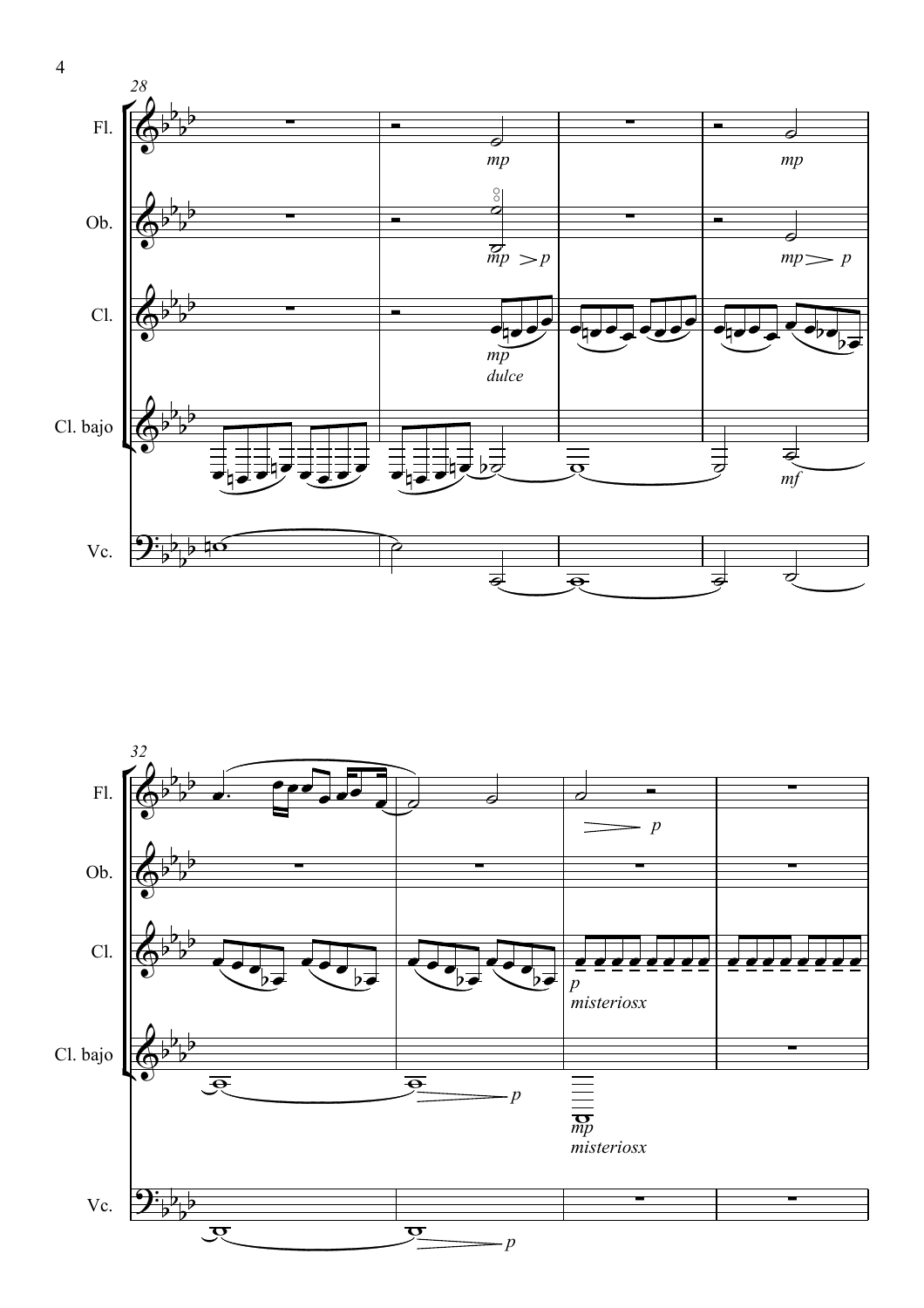28

Fl.

Ob.

Cl.

Cl. bajo

Vc.

*mp* *mp*

*mp* > *p* *mp* > *p*

*mp*
*dulce*

*mf*

32

Fl.

Ob.

Cl.

Cl. bajo

Vc.

*p*

*p*
*misteriosx*

*p*

*mp*
*misteriosx*

*p*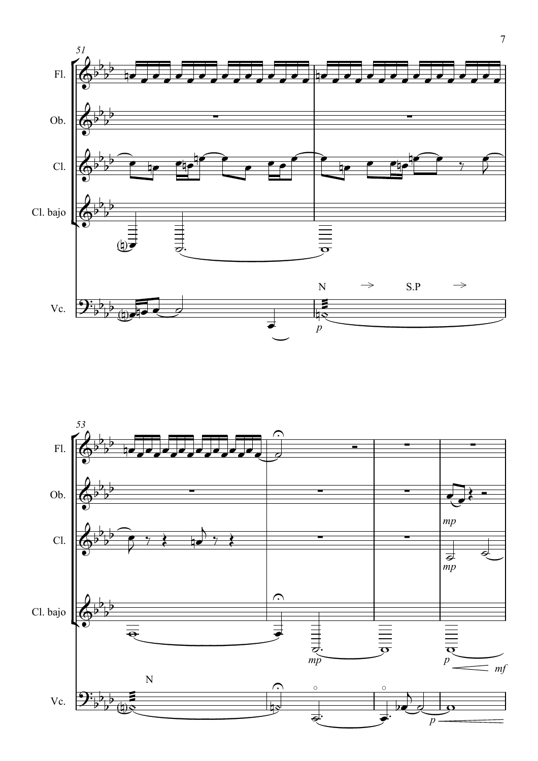51

Fl.

Ob.

Cl.

Cl. bajo

Vc.

N → S.P →

*p*

53

Fl.

Ob.

Cl.

Cl. bajo

Vc.

N

*mp*

*mp*

*mp*

*p* *mf*

*p*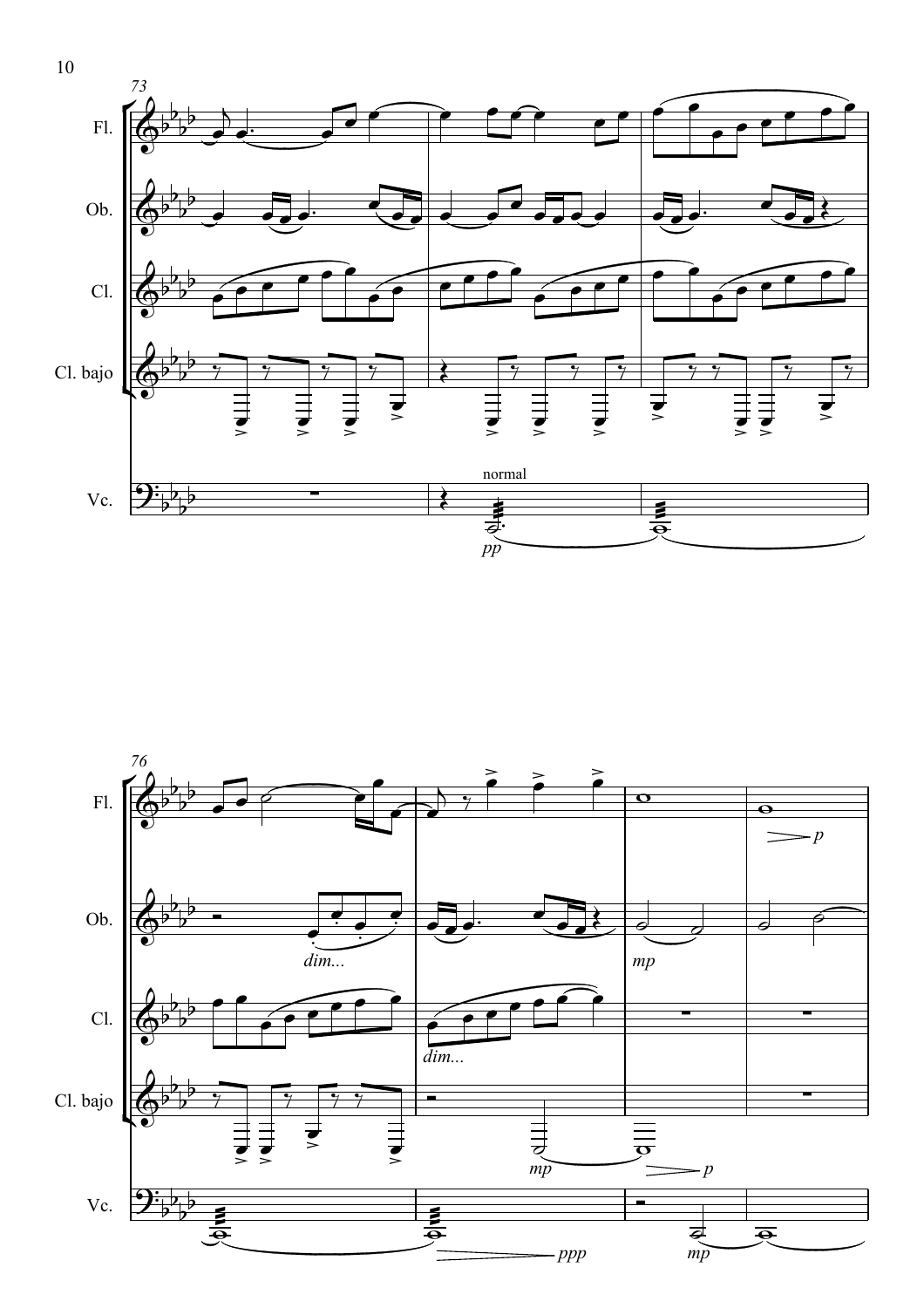73

Fl.

Ob.

Cl.

Cl. bajo

Vc.

normal

*pp*

76

Fl.

Ob.

Cl.

Cl. bajo

Vc.

*dim...*

*dim...*

*mp*

*mp*

*p*

*p*

*ppp*

*mp*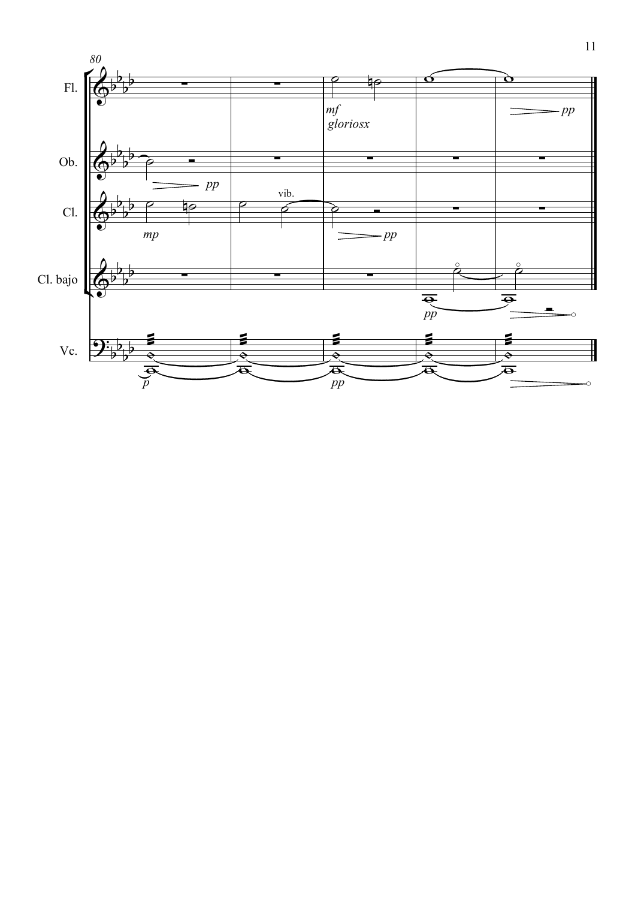80

Fl.

*mf*
*gloriosx*

*pp*

Ob.

*pp*

Cl.

*mp*

vib.

*pp*

Cl. bajo

*pp*

Vc.

*p*

*pp*